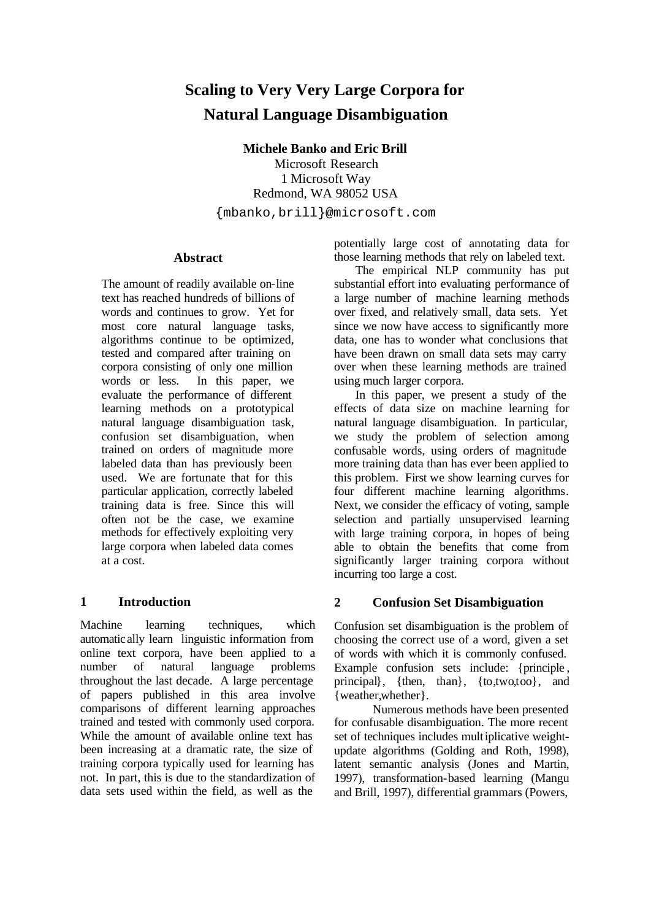# Scaling to Very Very Large Corpora for Natural Language Disambiguation

**Michele Banko and Eric Brill**

Microsoft Research
1 Microsoft Way
Redmond, WA 98052 USA

{mbanko,brill}@microsoft.com

### Abstract

The amount of readily available on-line text has reached hundreds of billions of words and continues to grow. Yet for most core natural language tasks, algorithms continue to be optimized, tested and compared after training on corpora consisting of only one million words or less. In this paper, we evaluate the performance of different learning methods on a prototypical natural language disambiguation task, confusion set disambiguation, when trained on orders of magnitude more labeled data than has previously been used. We are fortunate that for this particular application, correctly labeled training data is free. Since this will often not be the case, we examine methods for effectively exploiting very large corpora when labeled data comes at a cost.

## 1 Introduction

Machine learning techniques, which automatically learn linguistic information from online text corpora, have been applied to a number of natural language problems throughout the last decade. A large percentage of papers published in this area involve comparisons of different learning approaches trained and tested with commonly used corpora. While the amount of available online text has been increasing at a dramatic rate, the size of training corpora typically used for learning has not. In part, this is due to the standardization of data sets used within the field, as well as the potentially large cost of annotating data for those learning methods that rely on labeled text.

The empirical NLP community has put substantial effort into evaluating performance of a large number of machine learning methods over fixed, and relatively small, data sets. Yet since we now have access to significantly more data, one has to wonder what conclusions that have been drawn on small data sets may carry over when these learning methods are trained using much larger corpora.

In this paper, we present a study of the effects of data size on machine learning for natural language disambiguation. In particular, we study the problem of selection among confusable words, using orders of magnitude more training data than has ever been applied to this problem. First we show learning curves for four different machine learning algorithms. Next, we consider the efficacy of voting, sample selection and partially unsupervised learning with large training corpora, in hopes of being able to obtain the benefits that come from significantly larger training corpora without incurring too large a cost.

## 2 Confusion Set Disambiguation

Confusion set disambiguation is the problem of choosing the correct use of a word, given a set of words with which it is commonly confused. Example confusion sets include: {principle, principal}, {then, than}, {to,two,too}, and {weather,whether}.

Numerous methods have been presented for confusable disambiguation. The more recent set of techniques includes multiplicative weight-update algorithms (Golding and Roth, 1998), latent semantic analysis (Jones and Martin, 1997), transformation-based learning (Mangu and Brill, 1997), differential grammars (Powers,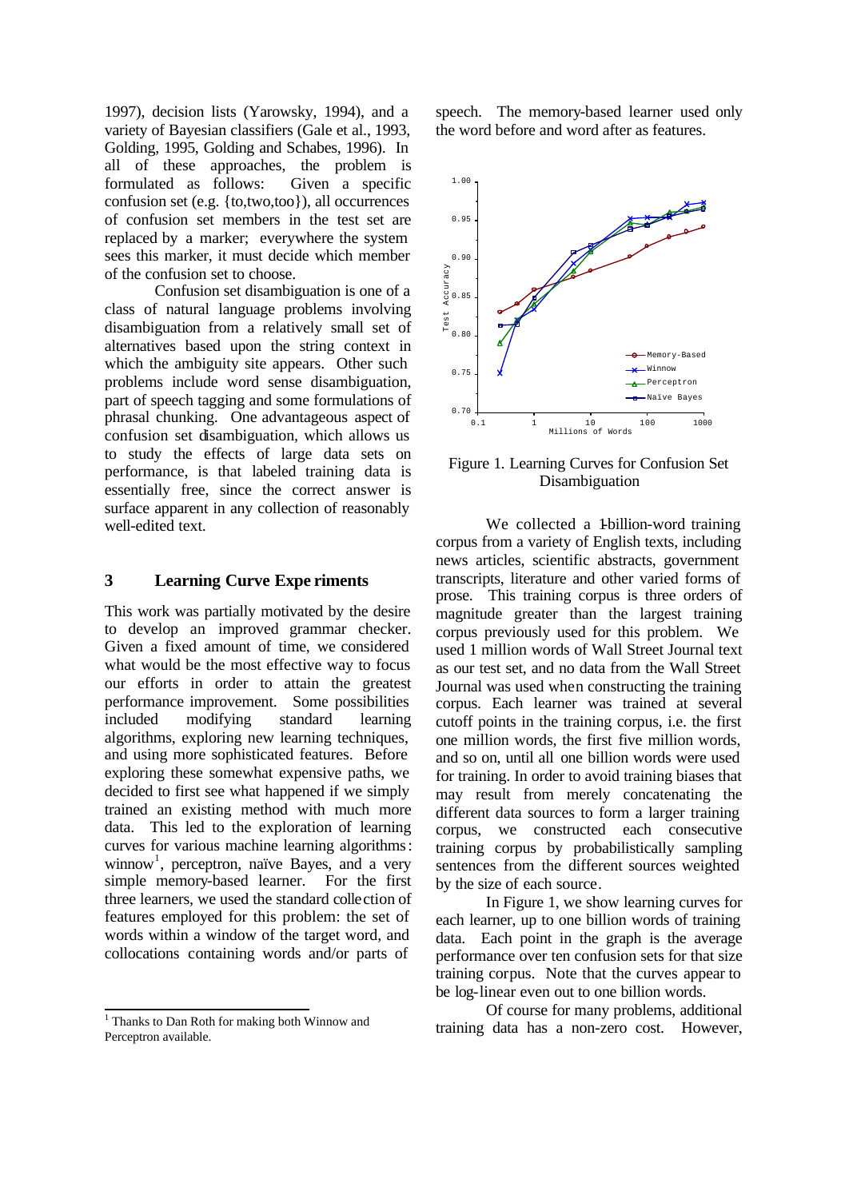1997), decision lists (Yarowsky, 1994), and a variety of Bayesian classifiers (Gale et al., 1993, Golding, 1995, Golding and Schabes, 1996). In all of these approaches, the problem is formulated as follows: Given a specific confusion set (e.g. {to,two,too}), all occurrences of confusion set members in the test set are replaced by a marker; everywhere the system sees this marker, it must decide which member of the confusion set to choose.

Confusion set disambiguation is one of a class of natural language problems involving disambiguation from a relatively small set of alternatives based upon the string context in which the ambiguity site appears. Other such problems include word sense disambiguation, part of speech tagging and some formulations of phrasal chunking. One advantageous aspect of confusion set disambiguation, which allows us to study the effects of large data sets on performance, is that labeled training data is essentially free, since the correct answer is surface apparent in any collection of reasonably well-edited text.

## 3 Learning Curve Experiments

This work was partially motivated by the desire to develop an improved grammar checker. Given a fixed amount of time, we considered what would be the most effective way to focus our efforts in order to attain the greatest performance improvement. Some possibilities included modifying standard learning algorithms, exploring new learning techniques, and using more sophisticated features. Before exploring these somewhat expensive paths, we decided to first see what happened if we simply trained an existing method with much more data. This led to the exploration of learning curves for various machine learning algorithms: winnow[1], perceptron, naïve Bayes, and a very simple memory-based learner. For the first three learners, we used the standard collection of features employed for this problem: the set of words within a window of the target word, and collocations containing words and/or parts of speech. The memory-based learner used only the word before and word after as features.

Figure 1. Learning Curves for Confusion Set Disambiguation

We collected a 1-billion-word training corpus from a variety of English texts, including news articles, scientific abstracts, government transcripts, literature and other varied forms of prose. This training corpus is three orders of magnitude greater than the largest training corpus previously used for this problem. We used 1 million words of Wall Street Journal text as our test set, and no data from the Wall Street Journal was used when constructing the training corpus. Each learner was trained at several cutoff points in the training corpus, i.e. the first one million words, the first five million words, and so on, until all one billion words were used for training. In order to avoid training biases that may result from merely concatenating the different data sources to form a larger training corpus, we constructed each consecutive training corpus by probabilistically sampling sentences from the different sources weighted by the size of each source.

In Figure 1, we show learning curves for each learner, up to one billion words of training data. Each point in the graph is the average performance over ten confusion sets for that size training corpus. Note that the curves appear to be log-linear even out to one billion words.

Of course for many problems, additional training data has a non-zero cost. However,

[1] Thanks to Dan Roth for making both Winnow and Perceptron available.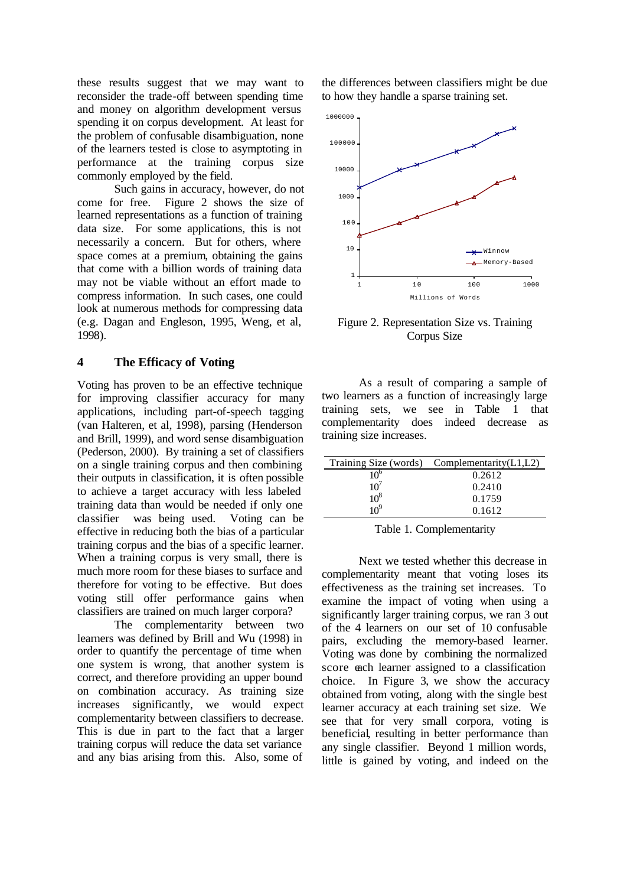these results suggest that we may want to reconsider the trade-off between spending time and money on algorithm development versus spending it on corpus development. At least for the problem of confusable disambiguation, none of the learners tested is close to asymptoting in performance at the training corpus size commonly employed by the field.

Such gains in accuracy, however, do not come for free. Figure 2 shows the size of learned representations as a function of training data size. For some applications, this is not necessarily a concern. But for others, where space comes at a premium, obtaining the gains that come with a billion words of training data may not be viable without an effort made to compress information. In such cases, one could look at numerous methods for compressing data (e.g. Dagan and Engleson, 1995, Weng, et al, 1998).

## 4 The Efficacy of Voting

Voting has proven to be an effective technique for improving classifier accuracy for many applications, including part-of-speech tagging (van Halteren, et al, 1998), parsing (Henderson and Brill, 1999), and word sense disambiguation (Pederson, 2000). By training a set of classifiers on a single training corpus and then combining their outputs in classification, it is often possible to achieve a target accuracy with less labeled training data than would be needed if only one classifier was being used. Voting can be effective in reducing both the bias of a particular training corpus and the bias of a specific learner. When a training corpus is very small, there is much more room for these biases to surface and therefore for voting to be effective. But does voting still offer performance gains when classifiers are trained on much larger corpora?

The complementarity between two learners was defined by Brill and Wu (1998) in order to quantify the percentage of time when one system is wrong, that another system is correct, and therefore providing an upper bound on combination accuracy. As training size increases significantly, we would expect complementarity between classifiers to decrease. This is due in part to the fact that a larger training corpus will reduce the data set variance and any bias arising from this. Also, some of the differences between classifiers might be due to how they handle a sparse training set.

Figure 2. Representation Size vs. Training Corpus Size

As a result of comparing a sample of two learners as a function of increasingly large training sets, we see in Table 1 that complementarity does indeed decrease as training size increases.

| Training Size (words) | Complementarity(L1,L2) |
|---|---|
| $10^6$ | 0.2612 |
| $10^7$ | 0.2410 |
| $10^8$ | 0.1759 |
| $10^9$ | 0.1612 |

Table 1. Complementarity

Next we tested whether this decrease in complementarity meant that voting loses its effectiveness as the training set increases. To examine the impact of voting when using a significantly larger training corpus, we ran 3 out of the 4 learners on our set of 10 confusable pairs, excluding the memory-based learner. Voting was done by combining the normalized score each learner assigned to a classification choice. In Figure 3, we show the accuracy obtained from voting, along with the single best learner accuracy at each training set size. We see that for very small corpora, voting is beneficial, resulting in better performance than any single classifier. Beyond 1 million words, little is gained by voting, and indeed on the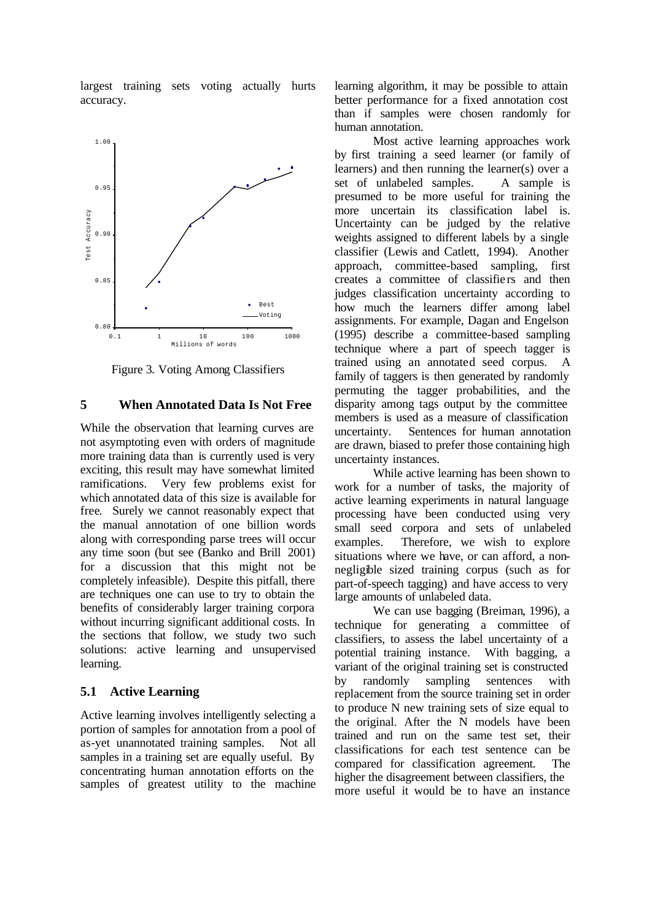largest training sets voting actually hurts accuracy.

Figure 3. Voting Among Classifiers

## 5 When Annotated Data Is Not Free

While the observation that learning curves are not asymptoting even with orders of magnitude more training data than is currently used is very exciting, this result may have somewhat limited ramifications. Very few problems exist for which annotated data of this size is available for free. Surely we cannot reasonably expect that the manual annotation of one billion words along with corresponding parse trees will occur any time soon (but see (Banko and Brill 2001) for a discussion that this might not be completely infeasible). Despite this pitfall, there are techniques one can use to try to obtain the benefits of considerably larger training corpora without incurring significant additional costs. In the sections that follow, we study two such solutions: active learning and unsupervised learning.

### 5.1 Active Learning

Active learning involves intelligently selecting a portion of samples for annotation from a pool of as-yet unannotated training samples. Not all samples in a training set are equally useful. By concentrating human annotation efforts on the samples of greatest utility to the machine learning algorithm, it may be possible to attain better performance for a fixed annotation cost than if samples were chosen randomly for human annotation.

Most active learning approaches work by first training a seed learner (or family of learners) and then running the learner(s) over a set of unlabeled samples. A sample is presumed to be more useful for training the more uncertain its classification label is. Uncertainty can be judged by the relative weights assigned to different labels by a single classifier (Lewis and Catlett, 1994). Another approach, committee-based sampling, first creates a committee of classifiers and then judges classification uncertainty according to how much the learners differ among label assignments. For example, Dagan and Engelson (1995) describe a committee-based sampling technique where a part of speech tagger is trained using an annotated seed corpus. A family of taggers is then generated by randomly permuting the tagger probabilities, and the disparity among tags output by the committee members is used as a measure of classification uncertainty. Sentences for human annotation are drawn, biased to prefer those containing high uncertainty instances.

While active learning has been shown to work for a number of tasks, the majority of active learning experiments in natural language processing have been conducted using very small seed corpora and sets of unlabeled examples. Therefore, we wish to explore situations where we have, or can afford, a non-negligible sized training corpus (such as for part-of-speech tagging) and have access to very large amounts of unlabeled data.

We can use bagging (Breiman, 1996), a technique for generating a committee of classifiers, to assess the label uncertainty of a potential training instance. With bagging, a variant of the original training set is constructed by randomly sampling sentences with replacement from the source training set in order to produce N new training sets of size equal to the original. After the N models have been trained and run on the same test set, their classifications for each test sentence can be compared for classification agreement. The higher the disagreement between classifiers, the more useful it would be to have an instance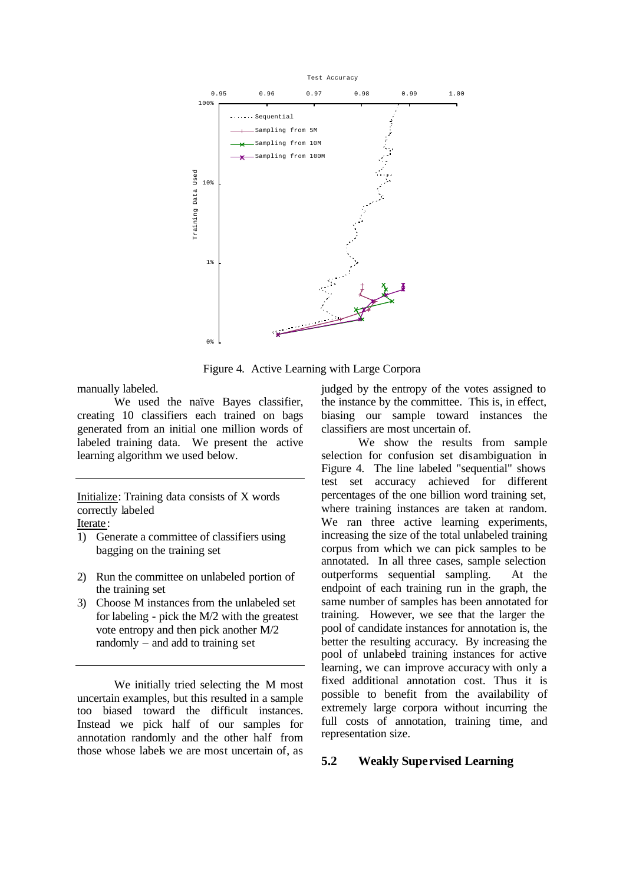Figure 4. Active Learning with Large Corpora

manually labeled.

We used the naïve Bayes classifier, creating 10 classifiers each trained on bags generated from an initial one million words of labeled training data. We present the active learning algorithm we used below.

---

Initialize: Training data consists of X words correctly labeled

Iterate:

1) Generate a committee of classifiers using bagging on the training set
2) Run the committee on unlabeled portion of the training set
3) Choose M instances from the unlabeled set for labeling - pick the M/2 with the greatest vote entropy and then pick another M/2 randomly – and add to training set

---

We initially tried selecting the M most uncertain examples, but this resulted in a sample too biased toward the difficult instances. Instead we pick half of our samples for annotation randomly and the other half from those whose labels we are most uncertain of, as judged by the entropy of the votes assigned to the instance by the committee. This is, in effect, biasing our sample toward instances the classifiers are most uncertain of.

We show the results from sample selection for confusion set disambiguation in Figure 4. The line labeled "sequential" shows test set accuracy achieved for different percentages of the one billion word training set, where training instances are taken at random. We ran three active learning experiments, increasing the size of the total unlabeled training corpus from which we can pick samples to be annotated. In all three cases, sample selection outperforms sequential sampling. At the endpoint of each training run in the graph, the same number of samples has been annotated for training. However, we see that the larger the pool of candidate instances for annotation is, the better the resulting accuracy. By increasing the pool of unlabeled training instances for active learning, we can improve accuracy with only a fixed additional annotation cost. Thus it is possible to benefit from the availability of extremely large corpora without incurring the full costs of annotation, training time, and representation size.

## 5.2 Weakly Supervised Learning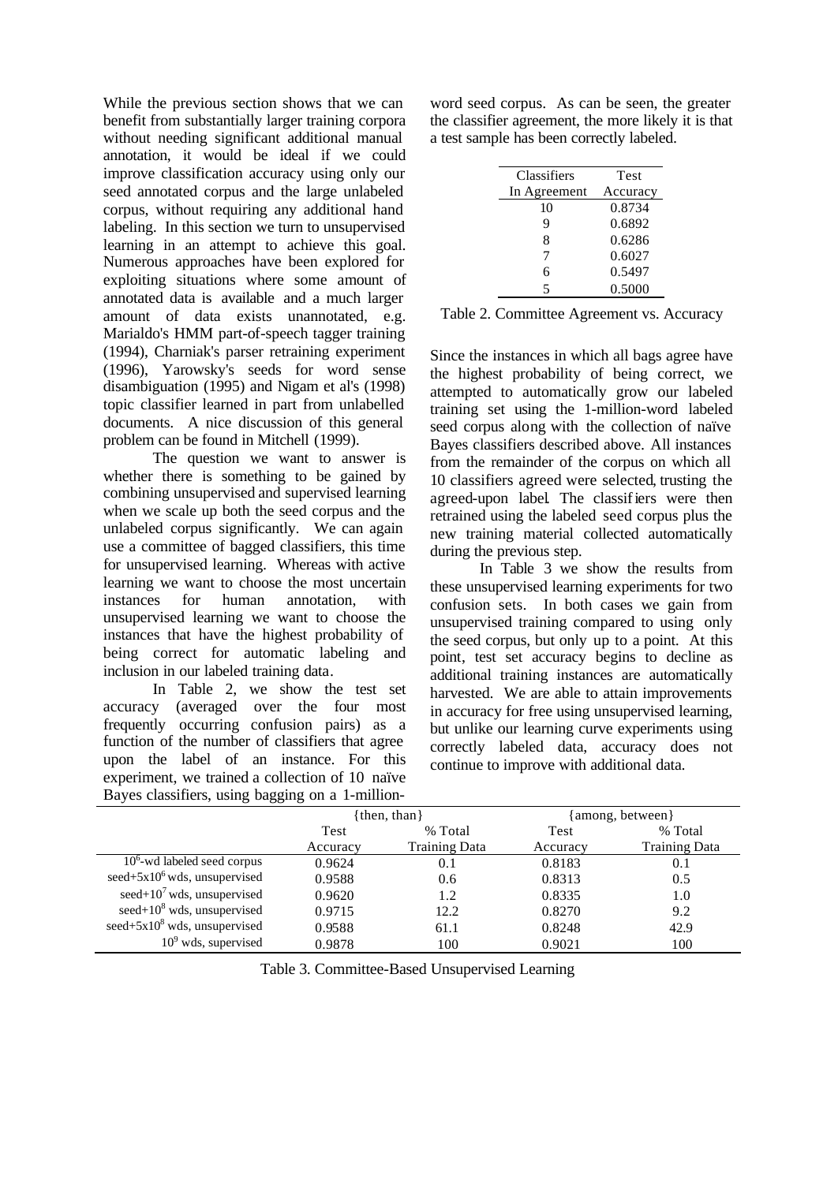While the previous section shows that we can benefit from substantially larger training corpora without needing significant additional manual annotation, it would be ideal if we could improve classification accuracy using only our seed annotated corpus and the large unlabeled corpus, without requiring any additional hand labeling. In this section we turn to unsupervised learning in an attempt to achieve this goal. Numerous approaches have been explored for exploiting situations where some amount of annotated data is available and a much larger amount of data exists unannotated, e.g. Marialdo's HMM part-of-speech tagger training (1994), Charniak's parser retraining experiment (1996), Yarowsky's seeds for word sense disambiguation (1995) and Nigam et al's (1998) topic classifier learned in part from unlabelled documents. A nice discussion of this general problem can be found in Mitchell (1999).

The question we want to answer is whether there is something to be gained by combining unsupervised and supervised learning when we scale up both the seed corpus and the unlabeled corpus significantly. We can again use a committee of bagged classifiers, this time for unsupervised learning. Whereas with active learning we want to choose the most uncertain instances for human annotation, with unsupervised learning we want to choose the instances that have the highest probability of being correct for automatic labeling and inclusion in our labeled training data.

In Table 2, we show the test set accuracy (averaged over the four most frequently occurring confusion pairs) as a function of the number of classifiers that agree upon the label of an instance. For this experiment, we trained a collection of 10 naïve Bayes classifiers, using bagging on a 1-million-word seed corpus. As can be seen, the greater the classifier agreement, the more likely it is that a test sample has been correctly labeled.

| Classifiers In Agreement | Test Accuracy |
|---|---|
| 10 | 0.8734 |
| 9 | 0.6892 |
| 8 | 0.6286 |
| 7 | 0.6027 |
| 6 | 0.5497 |
| 5 | 0.5000 |

Table 2. Committee Agreement vs. Accuracy

Since the instances in which all bags agree have the highest probability of being correct, we attempted to automatically grow our labeled training set using the 1-million-word labeled seed corpus along with the collection of naïve Bayes classifiers described above. All instances from the remainder of the corpus on which all 10 classifiers agreed were selected, trusting the agreed-upon label. The classifiers were then retrained using the labeled seed corpus plus the new training material collected automatically during the previous step.

In Table 3 we show the results from these unsupervised learning experiments for two confusion sets. In both cases we gain from unsupervised training compared to using only the seed corpus, but only up to a point. At this point, test set accuracy begins to decline as additional training instances are automatically harvested. We are able to attain improvements in accuracy for free using unsupervised learning, but unlike our learning curve experiments using correctly labeled data, accuracy does not continue to improve with additional data.

| | {then, than} | | {among, between} | |
|---|---|---|---|---|
| | Test Accuracy | % Total Training Data | Test Accuracy | % Total Training Data |
| $10^6$-wd labeled seed corpus | 0.9624 | 0.1 | 0.8183 | 0.1 |
| seed+$5x10^6$ wds, unsupervised | 0.9588 | 0.6 | 0.8313 | 0.5 |
| seed+$10^7$ wds, unsupervised | 0.9620 | 1.2 | 0.8335 | 1.0 |
| seed+$10^8$ wds, unsupervised | 0.9715 | 12.2 | 0.8270 | 9.2 |
| seed+$5x10^8$ wds, unsupervised | 0.9588 | 61.1 | 0.8248 | 42.9 |
| $10^9$ wds, supervised | 0.9878 | 100 | 0.9021 | 100 |

Table 3. Committee-Based Unsupervised Learning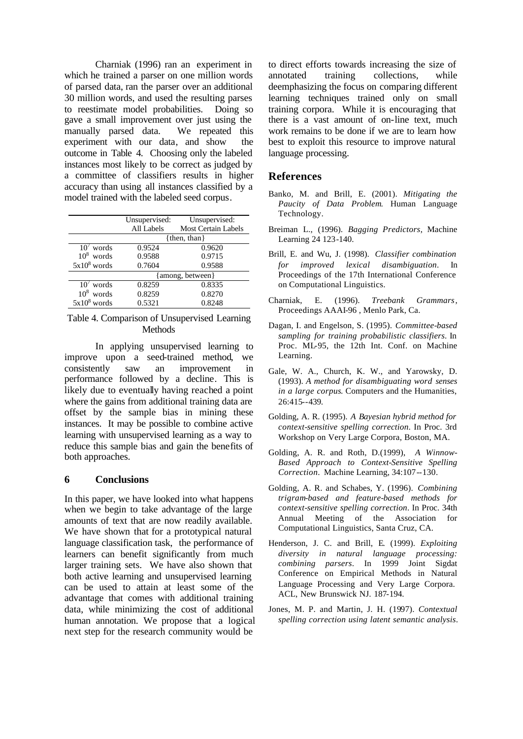Charniak (1996) ran an experiment in which he trained a parser on one million words of parsed data, ran the parser over an additional 30 million words, and used the resulting parses to reestimate model probabilities. Doing so gave a small improvement over just using the manually parsed data. We repeated this experiment with our data, and show the outcome in Table 4. Choosing only the labeled instances most likely to be correct as judged by a committee of classifiers results in higher accuracy than using all instances classified by a model trained with the labeled seed corpus.

| | Unsupervised: All Labels | Unsupervised: Most Certain Labels |
|---|---|---|
| | {then, than} | |
| $10^7$ words | 0.9524 | 0.9620 |
| $10^8$ words | 0.9588 | 0.9715 |
| $5x10^8$ words | 0.7604 | 0.9588 |
| | {among, between} | |
| $10^7$ words | 0.8259 | 0.8335 |
| $10^8$ words | 0.8259 | 0.8270 |
| $5x10^8$ words | 0.5321 | 0.8248 |

Table 4. Comparison of Unsupervised Learning Methods

In applying unsupervised learning to improve upon a seed-trained method, we consistently saw an improvement in performance followed by a decline. This is likely due to eventually having reached a point where the gains from additional training data are offset by the sample bias in mining these instances. It may be possible to combine active learning with unsupervised learning as a way to reduce this sample bias and gain the benefits of both approaches.

## 6 Conclusions

In this paper, we have looked into what happens when we begin to take advantage of the large amounts of text that are now readily available. We have shown that for a prototypical natural language classification task, the performance of learners can benefit significantly from much larger training sets. We have also shown that both active learning and unsupervised learning can be used to attain at least some of the advantage that comes with additional training data, while minimizing the cost of additional human annotation. We propose that a logical next step for the research community would be to direct efforts towards increasing the size of annotated training collections, while deemphasizing the focus on comparing different learning techniques trained only on small training corpora. While it is encouraging that there is a vast amount of on-line text, much work remains to be done if we are to learn how best to exploit this resource to improve natural language processing.

## References

Banko, M. and Brill, E. (2001). *Mitigating the Paucity of Data Problem*. Human Language Technology.

Breiman L., (1996). *Bagging Predictors*, Machine Learning 24 123-140.

Brill, E. and Wu, J. (1998). *Classifier combination for improved lexical disambiguation*. In Proceedings of the 17th International Conference on Computational Linguistics.

Charniak, E. (1996). *Treebank Grammars*, Proceedings AAAI-96 , Menlo Park, Ca.

Dagan, I. and Engelson, S. (1995). *Committee-based sampling for training probabilistic classifiers*. In Proc. ML-95, the 12th Int. Conf. on Machine Learning.

Gale, W. A., Church, K. W., and Yarowsky, D. (1993). *A method for disambiguating word senses in a large corpus*. Computers and the Humanities, 26:415--439.

Golding, A. R. (1995). *A Bayesian hybrid method for context-sensitive spelling correction*. In Proc. 3rd Workshop on Very Large Corpora, Boston, MA.

Golding, A. R. and Roth, D.(1999), *A Winnow-Based Approach to Context-Sensitive Spelling Correction*. Machine Learning, 34:107--130.

Golding, A. R. and Schabes, Y. (1996). *Combining trigram-based and feature-based methods for context-sensitive spelling correction*. In Proc. 34th Annual Meeting of the Association for Computational Linguistics, Santa Cruz, CA.

Henderson, J. C. and Brill, E. (1999). *Exploiting diversity in natural language processing: combining parsers*. In 1999 Joint Sigdat Conference on Empirical Methods in Natural Language Processing and Very Large Corpora. ACL, New Brunswick NJ. 187-194.

Jones, M. P. and Martin, J. H. (1997). *Contextual spelling correction using latent semantic analysis*.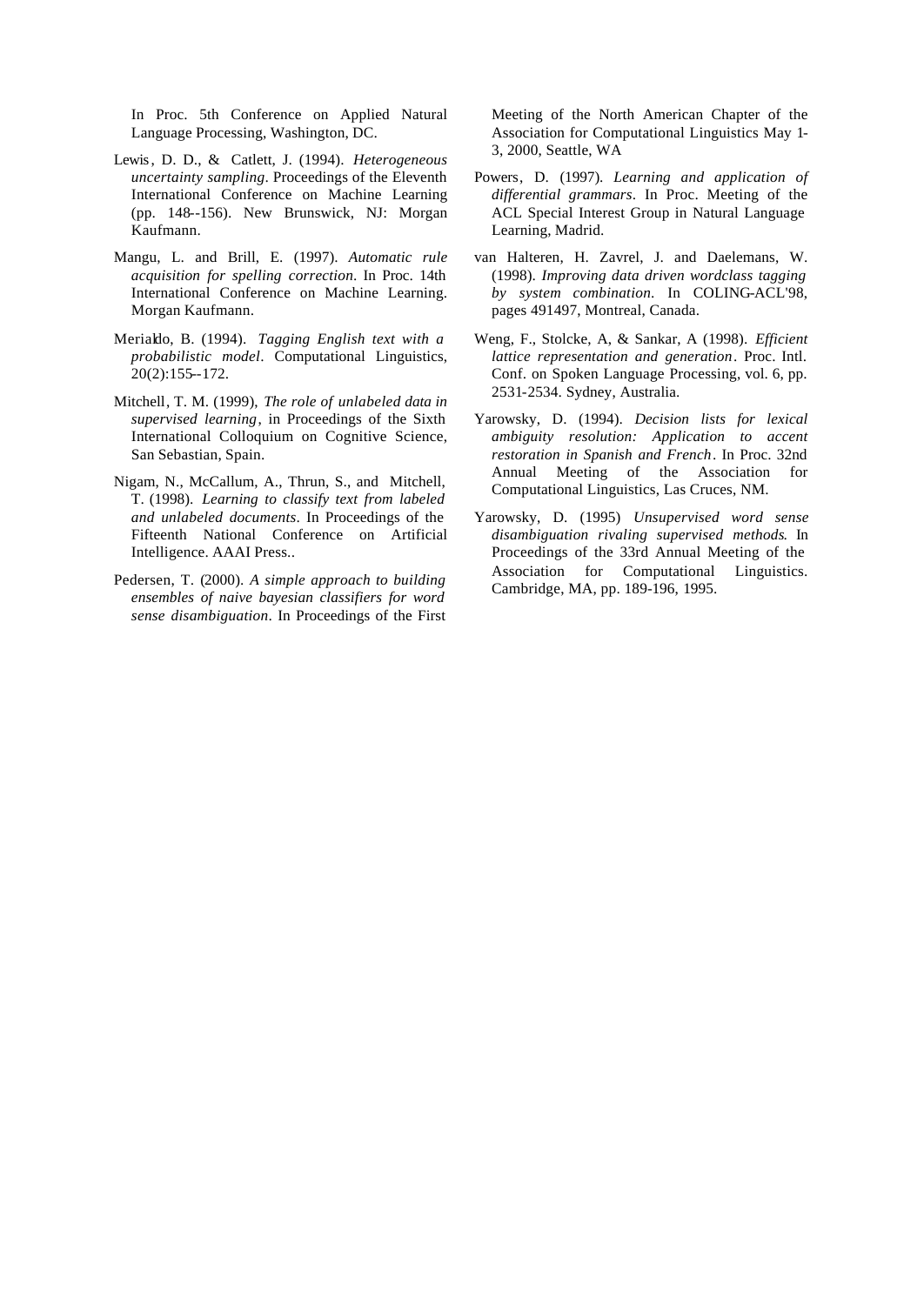In Proc. 5th Conference on Applied Natural Language Processing, Washington, DC.

Lewis, D. D., & Catlett, J. (1994). *Heterogeneous uncertainty sampling*. Proceedings of the Eleventh International Conference on Machine Learning (pp. 148--156). New Brunswick, NJ: Morgan Kaufmann.

Mangu, L. and Brill, E. (1997). *Automatic rule acquisition for spelling correction*. In Proc. 14th International Conference on Machine Learning. Morgan Kaufmann.

Merialdo, B. (1994). *Tagging English text with a probabilistic model*. Computational Linguistics, 20(2):155--172.

Mitchell, T. M. (1999), *The role of unlabeled data in supervised learning*, in Proceedings of the Sixth International Colloquium on Cognitive Science, San Sebastian, Spain.

Nigam, N., McCallum, A., Thrun, S., and Mitchell, T. (1998). *Learning to classify text from labeled and unlabeled documents*. In Proceedings of the Fifteenth National Conference on Artificial Intelligence. AAAI Press..

Pedersen, T. (2000). *A simple approach to building ensembles of naive bayesian classifiers for word sense disambiguation*. In Proceedings of the First Meeting of the North American Chapter of the Association for Computational Linguistics May 1-3, 2000, Seattle, WA

Powers, D. (1997). *Learning and application of differential grammars*. In Proc. Meeting of the ACL Special Interest Group in Natural Language Learning, Madrid.

van Halteren, H. Zavrel, J. and Daelemans, W. (1998). *Improving data driven wordclass tagging by system combination*. In COLING-ACL'98, pages 491497, Montreal, Canada.

Weng, F., Stolcke, A, & Sankar, A (1998). *Efficient lattice representation and generation*. Proc. Intl. Conf. on Spoken Language Processing, vol. 6, pp. 2531-2534. Sydney, Australia.

Yarowsky, D. (1994). *Decision lists for lexical ambiguity resolution: Application to accent restoration in Spanish and French*. In Proc. 32nd Annual Meeting of the Association for Computational Linguistics, Las Cruces, NM.

Yarowsky, D. (1995) *Unsupervised word sense disambiguation rivaling supervised methods*. In Proceedings of the 33rd Annual Meeting of the Association for Computational Linguistics. Cambridge, MA, pp. 189-196, 1995.